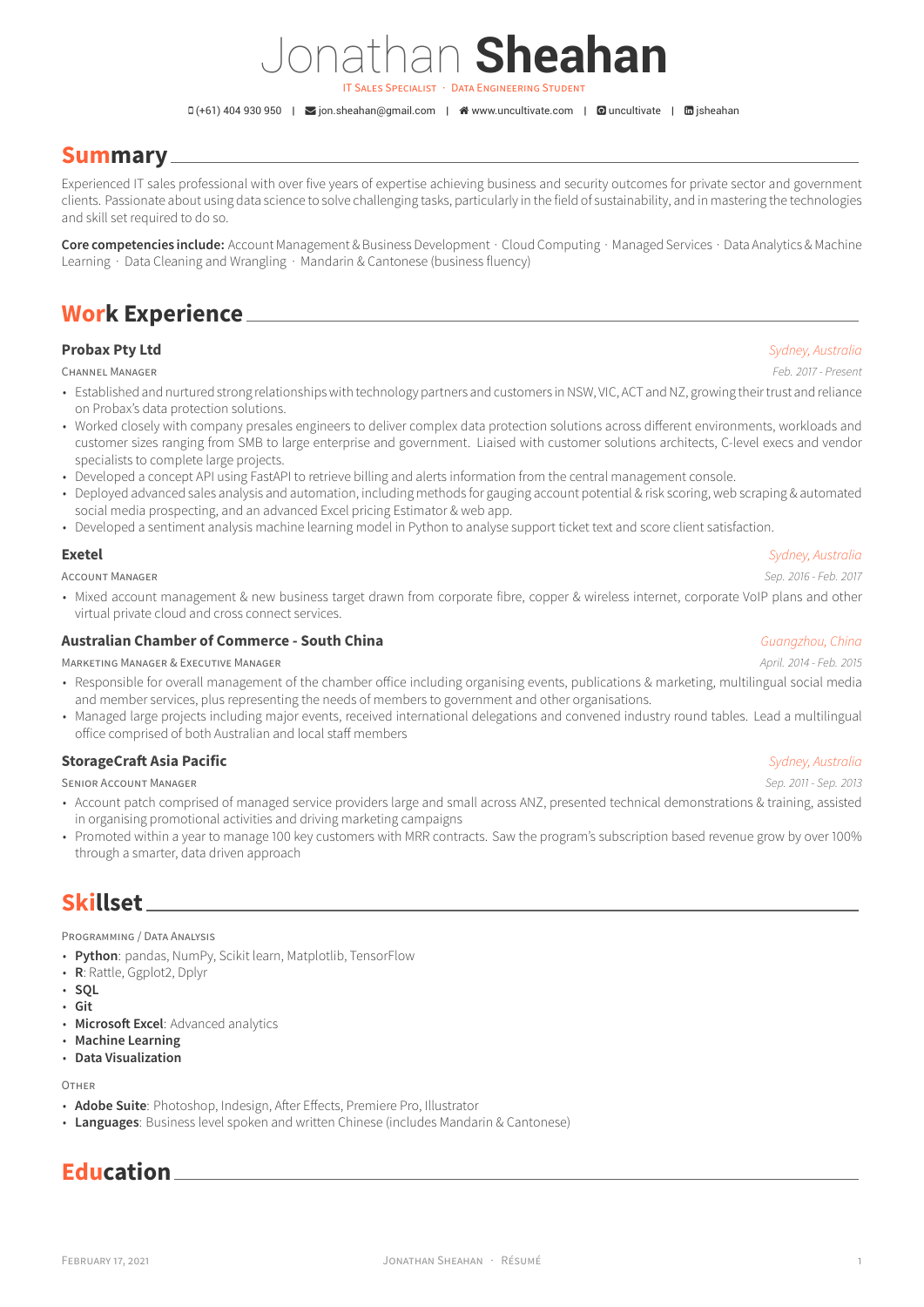# Jonathan **Sheahan**

IT Sales Specialist · Data Engineering Student

(+61) 404 930 950 | jon.sheahan@gmail.com | www.uncultivate.com | uncultivate | jsheahan

## Summary

Experienced IT sales professional with over five years of expertise achieving business and security outcomes for private sector and government clients. Passionate about using data science to solve challenging tasks, particularly in the field of sustainability, and in mastering the technologies and skill set required to do so.

**Core competencies include:** Account Management & Business Development · Cloud Computing · Managed Services · Data Analytics & Machine Learning · Data Cleaning and Wrangling · Mandarin & Cantonese (business fluency)

## Work Experience

### Probax Pty Ltd
*Sydney, Australia*

Channel Manager — *Feb. 2017 - Present*

- Established and nurtured strong relationships with technology partners and customers in NSW, VIC, ACT and NZ, growing their trust and reliance on Probax's data protection solutions.
- Worked closely with company presales engineers to deliver complex data protection solutions across different environments, workloads and customer sizes ranging from SMB to large enterprise and government. Liaised with customer solutions architects, C-level execs and vendor specialists to complete large projects.
- Developed a concept API using FastAPI to retrieve billing and alerts information from the central management console.
- Deployed advanced sales analysis and automation, including methods for gauging account potential & risk scoring, web scraping & automated social media prospecting, and an advanced Excel pricing Estimator & web app.
- Developed a sentiment analysis machine learning model in Python to analyse support ticket text and score client satisfaction.

### Exetel
*Sydney, Australia*

Account Manager — *Sep. 2016 - Feb. 2017*

- Mixed account management & new business target drawn from corporate fibre, copper & wireless internet, corporate VoIP plans and other virtual private cloud and cross connect services.

### Australian Chamber of Commerce - South China
*Guangzhou, China*

Marketing Manager & Executive Manager — *April. 2014 - Feb. 2015*

- Responsible for overall management of the chamber office including organising events, publications & marketing, multilingual social media and member services, plus representing the needs of members to government and other organisations.
- Managed large projects including major events, received international delegations and convened industry round tables. Lead a multilingual office comprised of both Australian and local staff members

### StorageCraft Asia Pacific
*Sydney, Australia*

Senior Account Manager — *Sep. 2011 - Sep. 2013*

- Account patch comprised of managed service providers large and small across ANZ, presented technical demonstrations & training, assisted in organising promotional activities and driving marketing campaigns
- Promoted within a year to manage 100 key customers with MRR contracts. Saw the program's subscription based revenue grow by over 100% through a smarter, data driven approach

## Skillset

Programming / Data Analysis

- **Python**: pandas, NumPy, Scikit learn, Matplotlib, TensorFlow
- **R**: Rattle, Ggplot2, Dplyr
- **SQL**
- **Git**
- **Microsoft Excel**: Advanced analytics
- **Machine Learning**
- **Data Visualization**

Other

- **Adobe Suite**: Photoshop, Indesign, After Effects, Premiere Pro, Illustrator
- **Languages**: Business level spoken and written Chinese (includes Mandarin & Cantonese)

## Education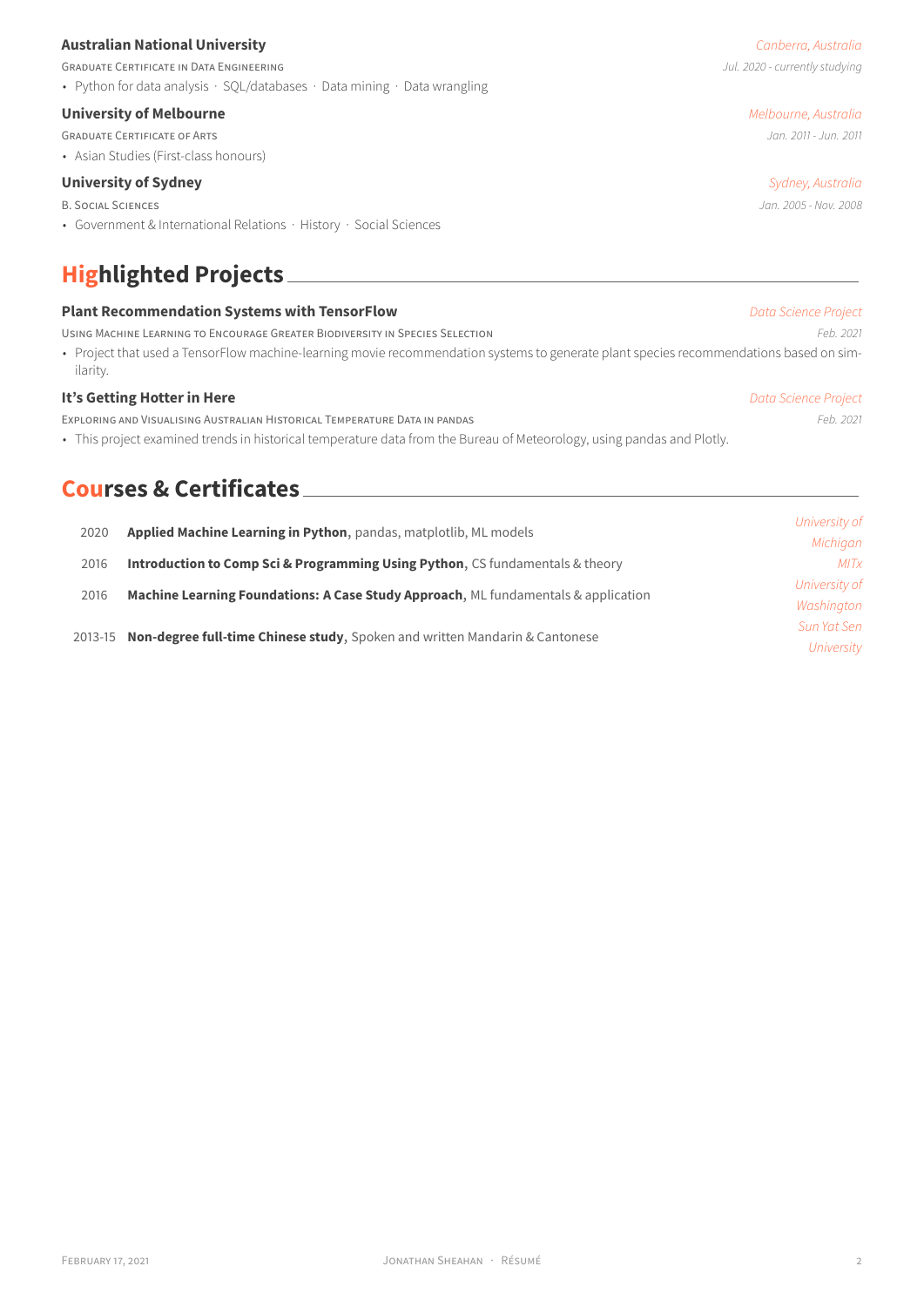### Australian National University

*Canberra, Australia*

GRADUATE CERTIFICATE IN DATA ENGINEERING — *Jul. 2020 - currently studying*

- Python for data analysis · SQL/databases · Data mining · Data wrangling

### University of Melbourne

*Melbourne, Australia*

GRADUATE CERTIFICATE OF ARTS — *Jan. 2011 - Jun. 2011*

- Asian Studies (First-class honours)

### University of Sydney

*Sydney, Australia*

B. SOCIAL SCIENCES — *Jan. 2005 - Nov. 2008*

- Government & International Relations · History · Social Sciences

## Highlighted Projects

### Plant Recommendation Systems with TensorFlow

*Data Science Project*

USING MACHINE LEARNING TO ENCOURAGE GREATER BIODIVERSITY IN SPECIES SELECTION — *Feb. 2021*

- Project that used a TensorFlow machine-learning movie recommendation systems to generate plant species recommendations based on similarity.

### It's Getting Hotter in Here

*Data Science Project*

EXPLORING AND VISUALISING AUSTRALIAN HISTORICAL TEMPERATURE DATA IN PANDAS — *Feb. 2021*

- This project examined trends in historical temperature data from the Bureau of Meteorology, using pandas and Plotly.

## Courses & Certificates

| | | |
|---|---|---|
| 2020 | **Applied Machine Learning in Python**, pandas, matplotlib, ML models | *University of Michigan* |
| 2016 | **Introduction to Comp Sci & Programming Using Python**, CS fundamentals & theory | *MITx* |
| 2016 | **Machine Learning Foundations: A Case Study Approach**, ML fundamentals & application | *University of Washington* |
| 2013-15 | **Non-degree full-time Chinese study**, Spoken and written Mandarin & Cantonese | *Sun Yat Sen University* |